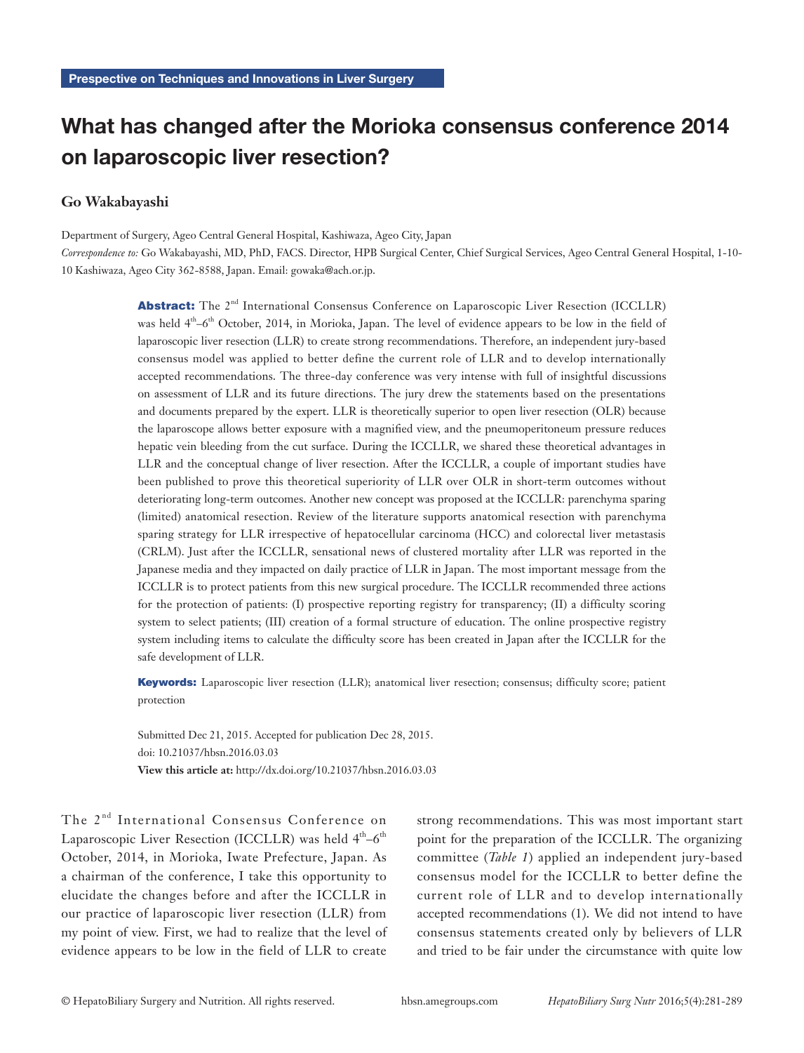Prespective on Techniques and Innovations in Liver Surgery

# What has changed after the Morioka consensus conference 2014 on laparoscopic liver resection?

**Go Wakabayashi**

Department of Surgery, Ageo Central General Hospital, Kashiwaza, Ageo City, Japan

*Correspondence to:* Go Wakabayashi, MD, PhD, FACS. Director, HPB Surgical Center, Chief Surgical Services, Ageo Central General Hospital, 1-10-10 Kashiwaza, Ageo City 362-8588, Japan. Email: gowaka@ach.or.jp.

**Abstract:** The 2nd International Consensus Conference on Laparoscopic Liver Resection (ICCLLR) was held 4th–6th October, 2014, in Morioka, Japan. The level of evidence appears to be low in the field of laparoscopic liver resection (LLR) to create strong recommendations. Therefore, an independent jury-based consensus model was applied to better define the current role of LLR and to develop internationally accepted recommendations. The three-day conference was very intense with full of insightful discussions on assessment of LLR and its future directions. The jury drew the statements based on the presentations and documents prepared by the expert. LLR is theoretically superior to open liver resection (OLR) because the laparoscope allows better exposure with a magnified view, and the pneumoperitoneum pressure reduces hepatic vein bleeding from the cut surface. During the ICCLLR, we shared these theoretical advantages in LLR and the conceptual change of liver resection. After the ICCLLR, a couple of important studies have been published to prove this theoretical superiority of LLR over OLR in short-term outcomes without deteriorating long-term outcomes. Another new concept was proposed at the ICCLLR: parenchyma sparing (limited) anatomical resection. Review of the literature supports anatomical resection with parenchyma sparing strategy for LLR irrespective of hepatocellular carcinoma (HCC) and colorectal liver metastasis (CRLM). Just after the ICCLLR, sensational news of clustered mortality after LLR was reported in the Japanese media and they impacted on daily practice of LLR in Japan. The most important message from the ICCLLR is to protect patients from this new surgical procedure. The ICCLLR recommended three actions for the protection of patients: (I) prospective reporting registry for transparency; (II) a difficulty scoring system to select patients; (III) creation of a formal structure of education. The online prospective registry system including items to calculate the difficulty score has been created in Japan after the ICCLLR for the safe development of LLR.

**Keywords:** Laparoscopic liver resection (LLR); anatomical liver resection; consensus; difficulty score; patient protection

Submitted Dec 21, 2015. Accepted for publication Dec 28, 2015.
doi: 10.21037/hbsn.2016.03.03
**View this article at:** http://dx.doi.org/10.21037/hbsn.2016.03.03

The 2nd International Consensus Conference on Laparoscopic Liver Resection (ICCLLR) was held 4th–6th October, 2014, in Morioka, Iwate Prefecture, Japan. As a chairman of the conference, I take this opportunity to elucidate the changes before and after the ICCLLR in our practice of laparoscopic liver resection (LLR) from my point of view. First, we had to realize that the level of evidence appears to be low in the field of LLR to create strong recommendations. This was most important start point for the preparation of the ICCLLR. The organizing committee (*Table 1*) applied an independent jury-based consensus model for the ICCLLR to better define the current role of LLR and to develop internationally accepted recommendations (1). We did not intend to have consensus statements created only by believers of LLR and tried to be fair under the circumstance with quite low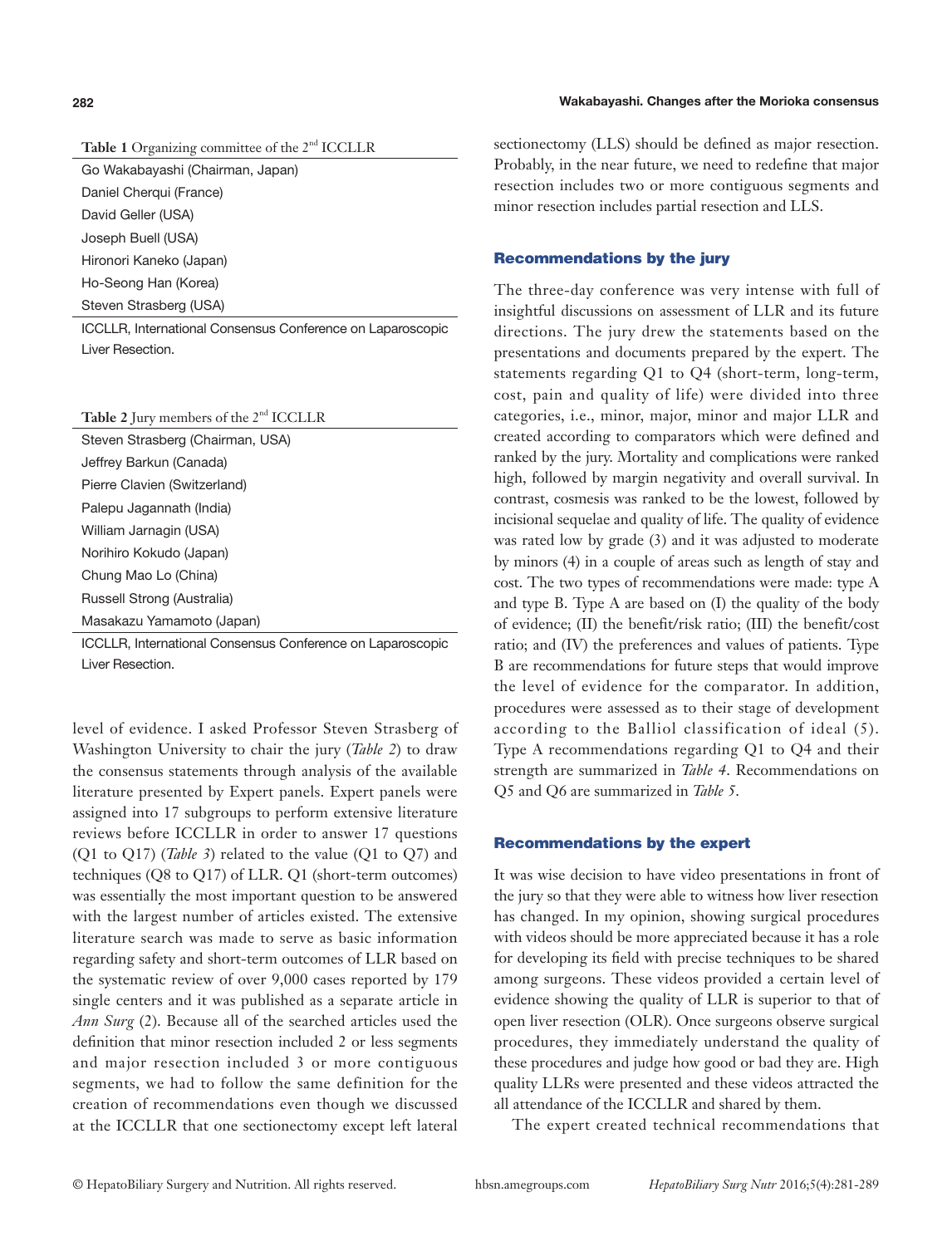**Table 1** Organizing committee of the 2nd ICCLLR

| |
|---|
| Go Wakabayashi (Chairman, Japan) |
| Daniel Cherqui (France) |
| David Geller (USA) |
| Joseph Buell (USA) |
| Hironori Kaneko (Japan) |
| Ho-Seong Han (Korea) |
| Steven Strasberg (USA) |

ICCLLR, International Consensus Conference on Laparoscopic Liver Resection.

**Table 2** Jury members of the 2nd ICCLLR

| |
|---|
| Steven Strasberg (Chairman, USA) |
| Jeffrey Barkun (Canada) |
| Pierre Clavien (Switzerland) |
| Palepu Jagannath (India) |
| William Jarnagin (USA) |
| Norihiro Kokudo (Japan) |
| Chung Mao Lo (China) |
| Russell Strong (Australia) |
| Masakazu Yamamoto (Japan) |

ICCLLR, International Consensus Conference on Laparoscopic Liver Resection.

level of evidence. I asked Professor Steven Strasberg of Washington University to chair the jury (*Table 2*) to draw the consensus statements through analysis of the available literature presented by Expert panels. Expert panels were assigned into 17 subgroups to perform extensive literature reviews before ICCLLR in order to answer 17 questions (Q1 to Q17) (*Table 3*) related to the value (Q1 to Q7) and techniques (Q8 to Q17) of LLR. Q1 (short-term outcomes) was essentially the most important question to be answered with the largest number of articles existed. The extensive literature search was made to serve as basic information regarding safety and short-term outcomes of LLR based on the systematic review of over 9,000 cases reported by 179 single centers and it was published as a separate article in *Ann Surg* (2). Because all of the searched articles used the definition that minor resection included 2 or less segments and major resection included 3 or more contiguous segments, we had to follow the same definition for the creation of recommendations even though we discussed at the ICCLLR that one sectionectomy except left lateral sectionectomy (LLS) should be defined as major resection. Probably, in the near future, we need to redefine that major resection includes two or more contiguous segments and minor resection includes partial resection and LLS.

## Recommendations by the jury

The three-day conference was very intense with full of insightful discussions on assessment of LLR and its future directions. The jury drew the statements based on the presentations and documents prepared by the expert. The statements regarding Q1 to Q4 (short-term, long-term, cost, pain and quality of life) were divided into three categories, i.e., minor, major, minor and major LLR and created according to comparators which were defined and ranked by the jury. Mortality and complications were ranked high, followed by margin negativity and overall survival. In contrast, cosmesis was ranked to be the lowest, followed by incisional sequelae and quality of life. The quality of evidence was rated low by grade (3) and it was adjusted to moderate by minors (4) in a couple of areas such as length of stay and cost. The two types of recommendations were made: type A and type B. Type A are based on (I) the quality of the body of evidence; (II) the benefit/risk ratio; (III) the benefit/cost ratio; and (IV) the preferences and values of patients. Type B are recommendations for future steps that would improve the level of evidence for the comparator. In addition, procedures were assessed as to their stage of development according to the Balliol classification of ideal (5). Type A recommendations regarding Q1 to Q4 and their strength are summarized in *Table 4*. Recommendations on Q5 and Q6 are summarized in *Table 5*.

## Recommendations by the expert

It was wise decision to have video presentations in front of the jury so that they were able to witness how liver resection has changed. In my opinion, showing surgical procedures with videos should be more appreciated because it has a role for developing its field with precise techniques to be shared among surgeons. These videos provided a certain level of evidence showing the quality of LLR is superior to that of open liver resection (OLR). Once surgeons observe surgical procedures, they immediately understand the quality of these procedures and judge how good or bad they are. High quality LLRs were presented and these videos attracted the all attendance of the ICCLLR and shared by them.

The expert created technical recommendations that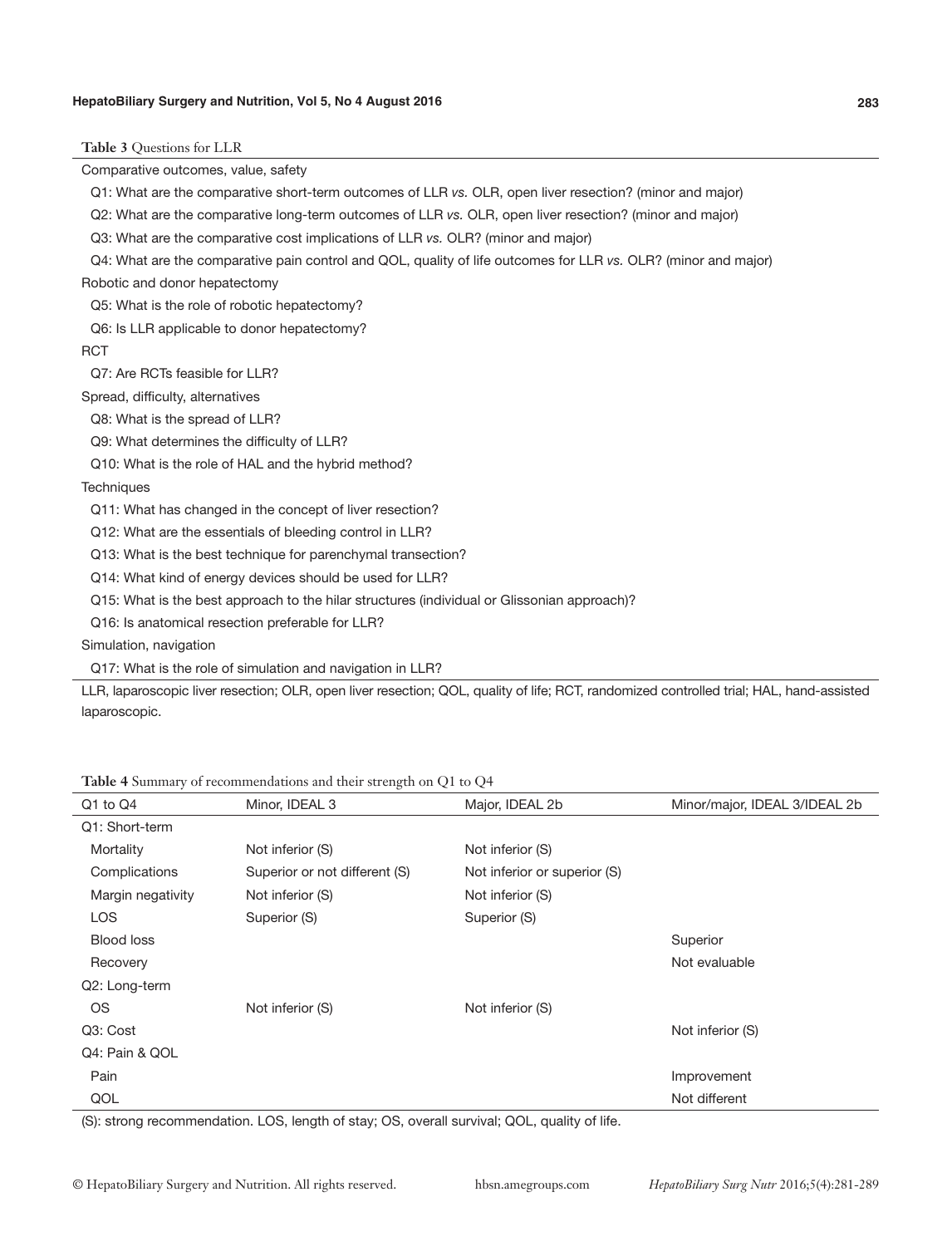**Table 3** Questions for LLR

| |
|---|
| Comparative outcomes, value, safety |
| Q1: What are the comparative short-term outcomes of LLR *vs.* OLR, open liver resection? (minor and major) |
| Q2: What are the comparative long-term outcomes of LLR *vs.* OLR, open liver resection? (minor and major) |
| Q3: What are the comparative cost implications of LLR *vs.* OLR? (minor and major) |
| Q4: What are the comparative pain control and QOL, quality of life outcomes for LLR *vs.* OLR? (minor and major) |
| Robotic and donor hepatectomy |
| Q5: What is the role of robotic hepatectomy? |
| Q6: Is LLR applicable to donor hepatectomy? |
| RCT |
| Q7: Are RCTs feasible for LLR? |
| Spread, difficulty, alternatives |
| Q8: What is the spread of LLR? |
| Q9: What determines the difficulty of LLR? |
| Q10: What is the role of HAL and the hybrid method? |
| Techniques |
| Q11: What has changed in the concept of liver resection? |
| Q12: What are the essentials of bleeding control in LLR? |
| Q13: What is the best technique for parenchymal transection? |
| Q14: What kind of energy devices should be used for LLR? |
| Q15: What is the best approach to the hilar structures (individual or Glissonian approach)? |
| Q16: Is anatomical resection preferable for LLR? |
| Simulation, navigation |
| Q17: What is the role of simulation and navigation in LLR? |

LLR, laparoscopic liver resection; OLR, open liver resection; QOL, quality of life; RCT, randomized controlled trial; HAL, hand-assisted laparoscopic.

**Table 4** Summary of recommendations and their strength on Q1 to Q4

| Q1 to Q4 | Minor, IDEAL 3 | Major, IDEAL 2b | Minor/major, IDEAL 3/IDEAL 2b |
|---|---|---|---|
| Q1: Short-term | | | |
| Mortality | Not inferior (S) | Not inferior (S) | |
| Complications | Superior or not different (S) | Not inferior or superior (S) | |
| Margin negativity | Not inferior (S) | Not inferior (S) | |
| LOS | Superior (S) | Superior (S) | |
| Blood loss | | | Superior |
| Recovery | | | Not evaluable |
| Q2: Long-term | | | |
| OS | Not inferior (S) | Not inferior (S) | |
| Q3: Cost | | | Not inferior (S) |
| Q4: Pain & QOL | | | |
| Pain | | | Improvement |
| QOL | | | Not different |

(S): strong recommendation. LOS, length of stay; OS, overall survival; QOL, quality of life.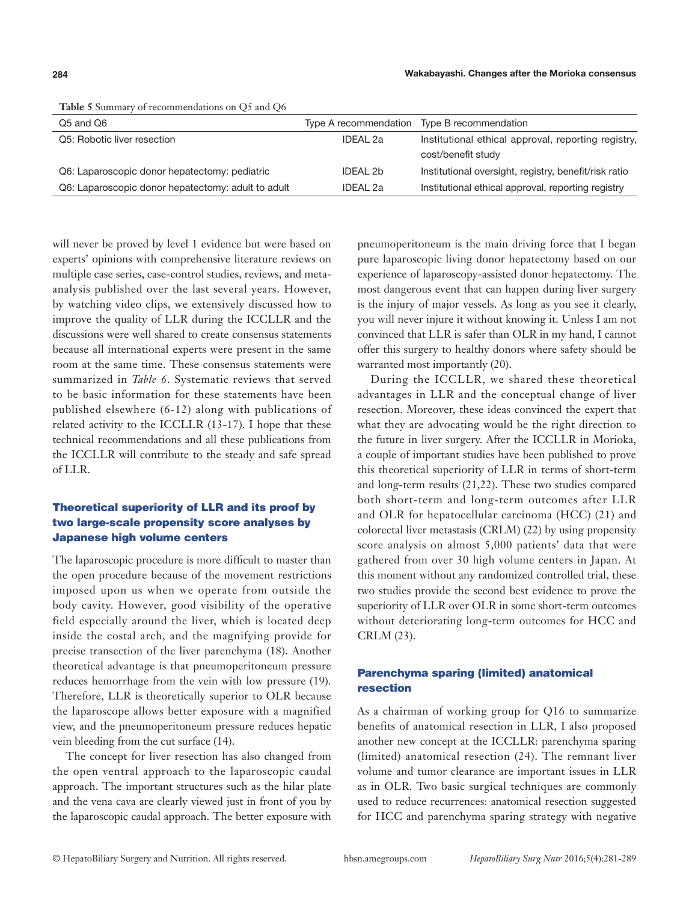**Table 5** Summary of recommendations on Q5 and Q6

| Q5 and Q6 | Type A recommendation | Type B recommendation |
|---|---|---|
| Q5: Robotic liver resection | IDEAL 2a | Institutional ethical approval, reporting registry, cost/benefit study |
| Q6: Laparoscopic donor hepatectomy: pediatric | IDEAL 2b | Institutional oversight, registry, benefit/risk ratio |
| Q6: Laparoscopic donor hepatectomy: adult to adult | IDEAL 2a | Institutional ethical approval, reporting registry |

will never be proved by level 1 evidence but were based on experts' opinions with comprehensive literature reviews on multiple case series, case-control studies, reviews, and meta-analysis published over the last several years. However, by watching video clips, we extensively discussed how to improve the quality of LLR during the ICCLLR and the discussions were well shared to create consensus statements because all international experts were present in the same room at the same time. These consensus statements were summarized in *Table 6*. Systematic reviews that served to be basic information for these statements have been published elsewhere (6-12) along with publications of related activity to the ICCLLR (13-17). I hope that these technical recommendations and all these publications from the ICCLLR will contribute to the steady and safe spread of LLR.

## Theoretical superiority of LLR and its proof by two large-scale propensity score analyses by Japanese high volume centers

The laparoscopic procedure is more difficult to master than the open procedure because of the movement restrictions imposed upon us when we operate from outside the body cavity. However, good visibility of the operative field especially around the liver, which is located deep inside the costal arch, and the magnifying provide for precise transection of the liver parenchyma (18). Another theoretical advantage is that pneumoperitoneum pressure reduces hemorrhage from the vein with low pressure (19). Therefore, LLR is theoretically superior to OLR because the laparoscope allows better exposure with a magnified view, and the pneumoperitoneum pressure reduces hepatic vein bleeding from the cut surface (14).

The concept for liver resection has also changed from the open ventral approach to the laparoscopic caudal approach. The important structures such as the hilar plate and the vena cava are clearly viewed just in front of you by the laparoscopic caudal approach. The better exposure with pneumoperitoneum is the main driving force that I began pure laparoscopic living donor hepatectomy based on our experience of laparoscopy-assisted donor hepatectomy. The most dangerous event that can happen during liver surgery is the injury of major vessels. As long as you see it clearly, you will never injure it without knowing it. Unless I am not convinced that LLR is safer than OLR in my hand, I cannot offer this surgery to healthy donors where safety should be warranted most importantly (20).

During the ICCLLR, we shared these theoretical advantages in LLR and the conceptual change of liver resection. Moreover, these ideas convinced the expert that what they are advocating would be the right direction to the future in liver surgery. After the ICCLLR in Morioka, a couple of important studies have been published to prove this theoretical superiority of LLR in terms of short-term and long-term results (21,22). These two studies compared both short-term and long-term outcomes after LLR and OLR for hepatocellular carcinoma (HCC) (21) and colorectal liver metastasis (CRLM) (22) by using propensity score analysis on almost 5,000 patients' data that were gathered from over 30 high volume centers in Japan. At this moment without any randomized controlled trial, these two studies provide the second best evidence to prove the superiority of LLR over OLR in some short-term outcomes without deteriorating long-term outcomes for HCC and CRLM (23).

## Parenchyma sparing (limited) anatomical resection

As a chairman of working group for Q16 to summarize benefits of anatomical resection in LLR, I also proposed another new concept at the ICCLLR: parenchyma sparing (limited) anatomical resection (24). The remnant liver volume and tumor clearance are important issues in LLR as in OLR. Two basic surgical techniques are commonly used to reduce recurrences: anatomical resection suggested for HCC and parenchyma sparing strategy with negative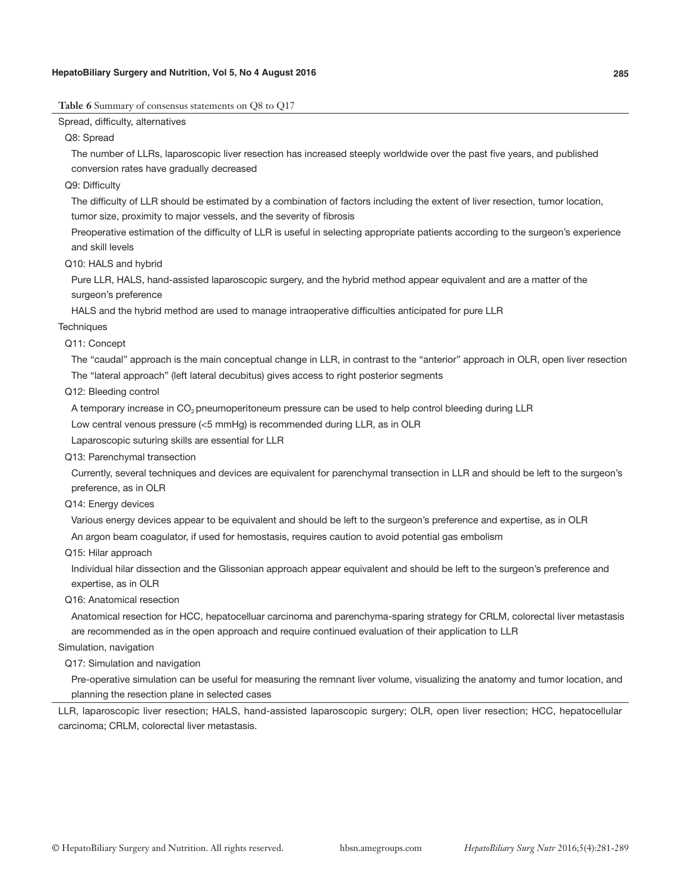**Table 6** Summary of consensus statements on Q8 to Q17

| |
|---|
| Spread, difficulty, alternatives |
| Q8: Spread |
| The number of LLRs, laparoscopic liver resection has increased steeply worldwide over the past five years, and published conversion rates have gradually decreased |
| Q9: Difficulty |
| The difficulty of LLR should be estimated by a combination of factors including the extent of liver resection, tumor location, tumor size, proximity to major vessels, and the severity of fibrosis |
| Preoperative estimation of the difficulty of LLR is useful in selecting appropriate patients according to the surgeon's experience and skill levels |
| Q10: HALS and hybrid |
| Pure LLR, HALS, hand-assisted laparoscopic surgery, and the hybrid method appear equivalent and are a matter of the surgeon's preference |
| HALS and the hybrid method are used to manage intraoperative difficulties anticipated for pure LLR |
| Techniques |
| Q11: Concept |
| The "caudal" approach is the main conceptual change in LLR, in contrast to the "anterior" approach in OLR, open liver resection |
| The "lateral approach" (left lateral decubitus) gives access to right posterior segments |
| Q12: Bleeding control |
| A temporary increase in $CO_2$ pneumoperitoneum pressure can be used to help control bleeding during LLR |
| Low central venous pressure (<5 mmHg) is recommended during LLR, as in OLR |
| Laparoscopic suturing skills are essential for LLR |
| Q13: Parenchymal transection |
| Currently, several techniques and devices are equivalent for parenchymal transection in LLR and should be left to the surgeon's preference, as in OLR |
| Q14: Energy devices |
| Various energy devices appear to be equivalent and should be left to the surgeon's preference and expertise, as in OLR |
| An argon beam coagulator, if used for hemostasis, requires caution to avoid potential gas embolism |
| Q15: Hilar approach |
| Individual hilar dissection and the Glissonian approach appear equivalent and should be left to the surgeon's preference and expertise, as in OLR |
| Q16: Anatomical resection |
| Anatomical resection for HCC, hepatocelluar carcinoma and parenchyma-sparing strategy for CRLM, colorectal liver metastasis are recommended as in the open approach and require continued evaluation of their application to LLR |
| Simulation, navigation |
| Q17: Simulation and navigation |
| Pre-operative simulation can be useful for measuring the remnant liver volume, visualizing the anatomy and tumor location, and planning the resection plane in selected cases |

LLR, laparoscopic liver resection; HALS, hand-assisted laparoscopic surgery; OLR, open liver resection; HCC, hepatocellular carcinoma; CRLM, colorectal liver metastasis.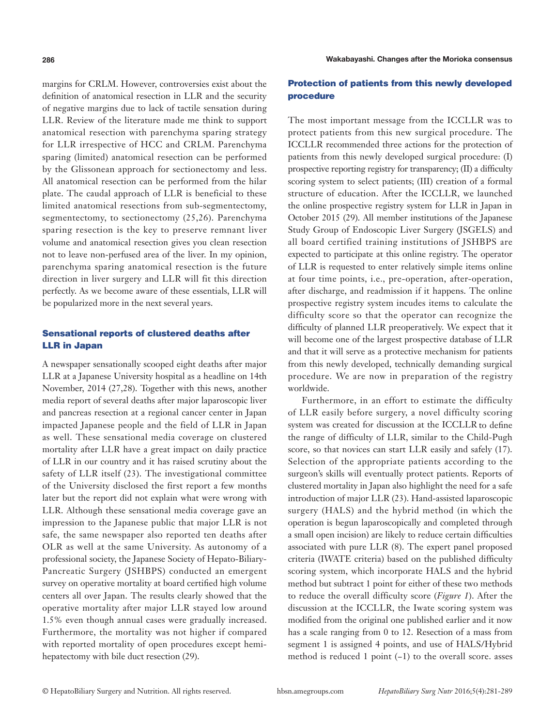margins for CRLM. However, controversies exist about the definition of anatomical resection in LLR and the security of negative margins due to lack of tactile sensation during LLR. Review of the literature made me think to support anatomical resection with parenchyma sparing strategy for LLR irrespective of HCC and CRLM. Parenchyma sparing (limited) anatomical resection can be performed by the Glissonean approach for sectionectomy and less. All anatomical resection can be performed from the hilar plate. The caudal approach of LLR is beneficial to these limited anatomical resections from sub-segmentectomy, segmentectomy, to sectionectomy (25,26). Parenchyma sparing resection is the key to preserve remnant liver volume and anatomical resection gives you clean resection not to leave non-perfused area of the liver. In my opinion, parenchyma sparing anatomical resection is the future direction in liver surgery and LLR will fit this direction perfectly. As we become aware of these essentials, LLR will be popularized more in the next several years.

## Sensational reports of clustered deaths after LLR in Japan

A newspaper sensationally scooped eight deaths after major LLR at a Japanese University hospital as a headline on 14th November, 2014 (27,28). Together with this news, another media report of several deaths after major laparoscopic liver and pancreas resection at a regional cancer center in Japan impacted Japanese people and the field of LLR in Japan as well. These sensational media coverage on clustered mortality after LLR have a great impact on daily practice of LLR in our country and it has raised scrutiny about the safety of LLR itself (23). The investigational committee of the University disclosed the first report a few months later but the report did not explain what were wrong with LLR. Although these sensational media coverage gave an impression to the Japanese public that major LLR is not safe, the same newspaper also reported ten deaths after OLR as well at the same University. As autonomy of a professional society, the Japanese Society of Hepato-Biliary-Pancreatic Surgery (JSHBPS) conducted an emergent survey on operative mortality at board certified high volume centers all over Japan. The results clearly showed that the operative mortality after major LLR stayed low around 1.5% even though annual cases were gradually increased. Furthermore, the mortality was not higher if compared with reported mortality of open procedures except hemi-hepatectomy with bile duct resection (29).

## Protection of patients from this newly developed procedure

The most important message from the ICCLLR was to protect patients from this new surgical procedure. The ICCLLR recommended three actions for the protection of patients from this newly developed surgical procedure: (I) prospective reporting registry for transparency; (II) a difficulty scoring system to select patients; (III) creation of a formal structure of education. After the ICCLLR, we launched the online prospective registry system for LLR in Japan in October 2015 (29). All member institutions of the Japanese Study Group of Endoscopic Liver Surgery (JSGELS) and all board certified training institutions of JSHBPS are expected to participate at this online registry. The operator of LLR is requested to enter relatively simple items online at four time points, i.e., pre-operation, after-operation, after discharge, and readmission if it happens. The online prospective registry system incudes items to calculate the difficulty score so that the operator can recognize the difficulty of planned LLR preoperatively. We expect that it will become one of the largest prospective database of LLR and that it will serve as a protective mechanism for patients from this newly developed, technically demanding surgical procedure. We are now in preparation of the registry worldwide.

Furthermore, in an effort to estimate the difficulty of LLR easily before surgery, a novel difficulty scoring system was created for discussion at the ICCLLR to define the range of difficulty of LLR, similar to the Child-Pugh score, so that novices can start LLR easily and safely (17). Selection of the appropriate patients according to the surgeon's skills will eventually protect patients. Reports of clustered mortality in Japan also highlight the need for a safe introduction of major LLR (23). Hand-assisted laparoscopic surgery (HALS) and the hybrid method (in which the operation is begun laparoscopically and completed through a small open incision) are likely to reduce certain difficulties associated with pure LLR (8). The expert panel proposed criteria (IWATE criteria) based on the published difficulty scoring system, which incorporate HALS and the hybrid method but subtract 1 point for either of these two methods to reduce the overall difficulty score (*Figure 1*). After the discussion at the ICCLLR, the Iwate scoring system was modified from the original one published earlier and it now has a scale ranging from 0 to 12. Resection of a mass from segment 1 is assigned 4 points, and use of HALS/Hybrid method is reduced 1 point (−1) to the overall score. asses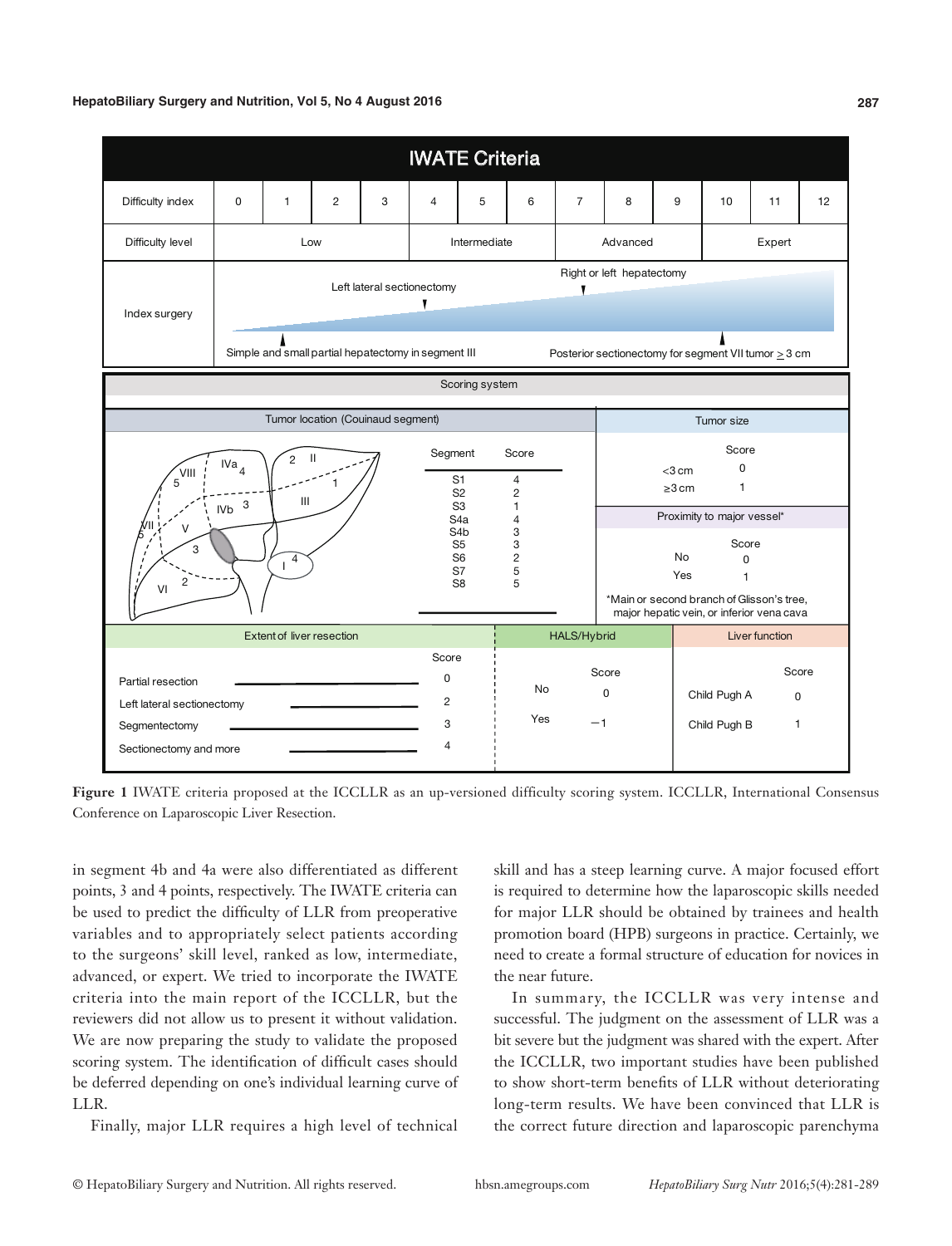## IWATE Criteria

| Difficulty index | 0 | 1 | 2 | 3 | 4 | 5 | 6 | 7 | 8 | 9 | 10 | 11 | 12 |
|---|---|---|---|---|---|---|---|---|---|---|---|---|---|
| Difficulty level | Low | | | | Intermediate | | | Advanced | | | Expert | | |

Index surgery: Simple and small partial hepatectomy in segment III; Left lateral sectionectomy; Right or left hepatectomy; Posterior sectionectomy for segment VII tumor ≥ 3 cm

**Scoring system**

Tumor location (Couinaud segment)

| Segment | Score |
|---|---|
| S1 | 4 |
| S2 | 2 |
| S3 | 1 |
| S4a | 4 |
| S4b | 3 |
| S5 | 3 |
| S6 | 2 |
| S7 | 5 |
| S8 | 5 |

Tumor size

| | Score |
|---|---|
| <3 cm | 0 |
| ≥3 cm | 1 |

Proximity to major vessel*

| | Score |
|---|---|
| No | 0 |
| Yes | 1 |

*Main or second branch of Glisson's tree, major hepatic vein, or inferior vena cava

Extent of liver resection

| | Score |
|---|---|
| Partial resection | 0 |
| Left lateral sectionectomy | 2 |
| Segmentectomy | 3 |
| Sectionectomy and more | 4 |

HALS/Hybrid

| | Score |
|---|---|
| No | 0 |
| Yes | −1 |

Liver function

| | Score |
|---|---|
| Child Pugh A | 0 |
| Child Pugh B | 1 |

**Figure 1** IWATE criteria proposed at the ICCLLR as an up-versioned difficulty scoring system. ICCLLR, International Consensus Conference on Laparoscopic Liver Resection.

in segment 4b and 4a were also differentiated as different points, 3 and 4 points, respectively. The IWATE criteria can be used to predict the difficulty of LLR from preoperative variables and to appropriately select patients according to the surgeons' skill level, ranked as low, intermediate, advanced, or expert. We tried to incorporate the IWATE criteria into the main report of the ICCLLR, but the reviewers did not allow us to present it without validation. We are now preparing the study to validate the proposed scoring system. The identification of difficult cases should be deferred depending on one's individual learning curve of LLR.

Finally, major LLR requires a high level of technical skill and has a steep learning curve. A major focused effort is required to determine how the laparoscopic skills needed for major LLR should be obtained by trainees and health promotion board (HPB) surgeons in practice. Certainly, we need to create a formal structure of education for novices in the near future.

In summary, the ICCLLR was very intense and successful. The judgment on the assessment of LLR was a bit severe but the judgment was shared with the expert. After the ICCLLR, two important studies have been published to show short-term benefits of LLR without deteriorating long-term results. We have been convinced that LLR is the correct future direction and laparoscopic parenchyma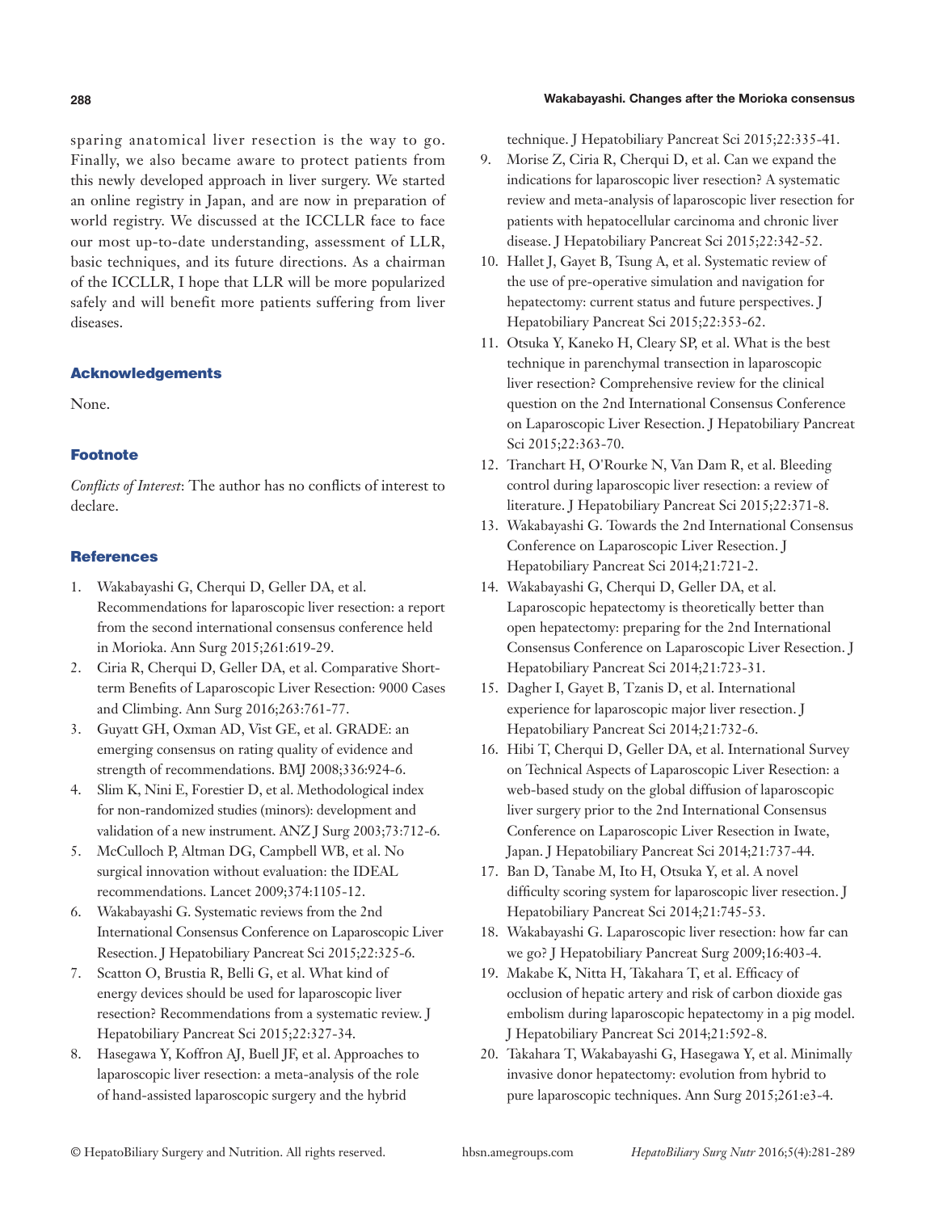sparing anatomical liver resection is the way to go. Finally, we also became aware to protect patients from this newly developed approach in liver surgery. We started an online registry in Japan, and are now in preparation of world registry. We discussed at the ICCLLR face to face our most up-to-date understanding, assessment of LLR, basic techniques, and its future directions. As a chairman of the ICCLLR, I hope that LLR will be more popularized safely and will benefit more patients suffering from liver diseases.

## Acknowledgements

None.

## Footnote

*Conflicts of Interest*: The author has no conflicts of interest to declare.

## References

1. Wakabayashi G, Cherqui D, Geller DA, et al. Recommendations for laparoscopic liver resection: a report from the second international consensus conference held in Morioka. Ann Surg 2015;261:619-29.
2. Ciria R, Cherqui D, Geller DA, et al. Comparative Short-term Benefits of Laparoscopic Liver Resection: 9000 Cases and Climbing. Ann Surg 2016;263:761-77.
3. Guyatt GH, Oxman AD, Vist GE, et al. GRADE: an emerging consensus on rating quality of evidence and strength of recommendations. BMJ 2008;336:924-6.
4. Slim K, Nini E, Forestier D, et al. Methodological index for non-randomized studies (minors): development and validation of a new instrument. ANZ J Surg 2003;73:712-6.
5. McCulloch P, Altman DG, Campbell WB, et al. No surgical innovation without evaluation: the IDEAL recommendations. Lancet 2009;374:1105-12.
6. Wakabayashi G. Systematic reviews from the 2nd International Consensus Conference on Laparoscopic Liver Resection. J Hepatobiliary Pancreat Sci 2015;22:325-6.
7. Scatton O, Brustia R, Belli G, et al. What kind of energy devices should be used for laparoscopic liver resection? Recommendations from a systematic review. J Hepatobiliary Pancreat Sci 2015;22:327-34.
8. Hasegawa Y, Koffron AJ, Buell JF, et al. Approaches to laparoscopic liver resection: a meta-analysis of the role of hand-assisted laparoscopic surgery and the hybrid technique. J Hepatobiliary Pancreat Sci 2015;22:335-41.
9. Morise Z, Ciria R, Cherqui D, et al. Can we expand the indications for laparoscopic liver resection? A systematic review and meta-analysis of laparoscopic liver resection for patients with hepatocellular carcinoma and chronic liver disease. J Hepatobiliary Pancreat Sci 2015;22:342-52.
10. Hallet J, Gayet B, Tsung A, et al. Systematic review of the use of pre-operative simulation and navigation for hepatectomy: current status and future perspectives. J Hepatobiliary Pancreat Sci 2015;22:353-62.
11. Otsuka Y, Kaneko H, Cleary SP, et al. What is the best technique in parenchymal transection in laparoscopic liver resection? Comprehensive review for the clinical question on the 2nd International Consensus Conference on Laparoscopic Liver Resection. J Hepatobiliary Pancreat Sci 2015;22:363-70.
12. Tranchart H, O'Rourke N, Van Dam R, et al. Bleeding control during laparoscopic liver resection: a review of literature. J Hepatobiliary Pancreat Sci 2015;22:371-8.
13. Wakabayashi G. Towards the 2nd International Consensus Conference on Laparoscopic Liver Resection. J Hepatobiliary Pancreat Sci 2014;21:721-2.
14. Wakabayashi G, Cherqui D, Geller DA, et al. Laparoscopic hepatectomy is theoretically better than open hepatectomy: preparing for the 2nd International Consensus Conference on Laparoscopic Liver Resection. J Hepatobiliary Pancreat Sci 2014;21:723-31.
15. Dagher I, Gayet B, Tzanis D, et al. International experience for laparoscopic major liver resection. J Hepatobiliary Pancreat Sci 2014;21:732-6.
16. Hibi T, Cherqui D, Geller DA, et al. International Survey on Technical Aspects of Laparoscopic Liver Resection: a web-based study on the global diffusion of laparoscopic liver surgery prior to the 2nd International Consensus Conference on Laparoscopic Liver Resection in Iwate, Japan. J Hepatobiliary Pancreat Sci 2014;21:737-44.
17. Ban D, Tanabe M, Ito H, Otsuka Y, et al. A novel difficulty scoring system for laparoscopic liver resection. J Hepatobiliary Pancreat Sci 2014;21:745-53.
18. Wakabayashi G. Laparoscopic liver resection: how far can we go? J Hepatobiliary Pancreat Surg 2009;16:403-4.
19. Makabe K, Nitta H, Takahara T, et al. Efficacy of occlusion of hepatic artery and risk of carbon dioxide gas embolism during laparoscopic hepatectomy in a pig model. J Hepatobiliary Pancreat Sci 2014;21:592-8.
20. Takahara T, Wakabayashi G, Hasegawa Y, et al. Minimally invasive donor hepatectomy: evolution from hybrid to pure laparoscopic techniques. Ann Surg 2015;261:e3-4.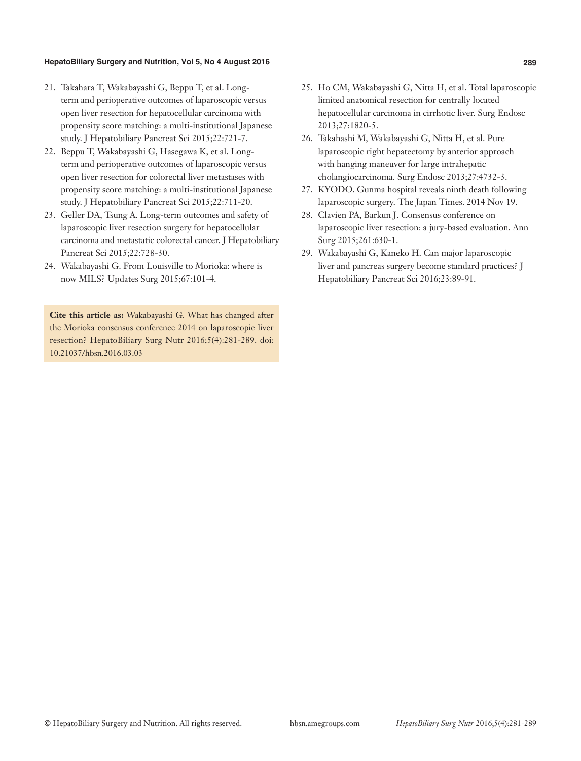21. Takahara T, Wakabayashi G, Beppu T, et al. Long-term and perioperative outcomes of laparoscopic versus open liver resection for hepatocellular carcinoma with propensity score matching: a multi-institutional Japanese study. J Hepatobiliary Pancreat Sci 2015;22:721-7.
22. Beppu T, Wakabayashi G, Hasegawa K, et al. Long-term and perioperative outcomes of laparoscopic versus open liver resection for colorectal liver metastases with propensity score matching: a multi-institutional Japanese study. J Hepatobiliary Pancreat Sci 2015;22:711-20.
23. Geller DA, Tsung A. Long-term outcomes and safety of laparoscopic liver resection surgery for hepatocellular carcinoma and metastatic colorectal cancer. J Hepatobiliary Pancreat Sci 2015;22:728-30.
24. Wakabayashi G. From Louisville to Morioka: where is now MILS? Updates Surg 2015;67:101-4.
25. Ho CM, Wakabayashi G, Nitta H, et al. Total laparoscopic limited anatomical resection for centrally located hepatocellular carcinoma in cirrhotic liver. Surg Endosc 2013;27:1820-5.
26. Takahashi M, Wakabayashi G, Nitta H, et al. Pure laparoscopic right hepatectomy by anterior approach with hanging maneuver for large intrahepatic cholangiocarcinoma. Surg Endosc 2013;27:4732-3.
27. KYODO. Gunma hospital reveals ninth death following laparoscopic surgery. The Japan Times. 2014 Nov 19.
28. Clavien PA, Barkun J. Consensus conference on laparoscopic liver resection: a jury-based evaluation. Ann Surg 2015;261:630-1.
29. Wakabayashi G, Kaneko H. Can major laparoscopic liver and pancreas surgery become standard practices? J Hepatobiliary Pancreat Sci 2016;23:89-91.

**Cite this article as:** Wakabayashi G. What has changed after the Morioka consensus conference 2014 on laparoscopic liver resection? HepatoBiliary Surg Nutr 2016;5(4):281-289. doi: 10.21037/hbsn.2016.03.03